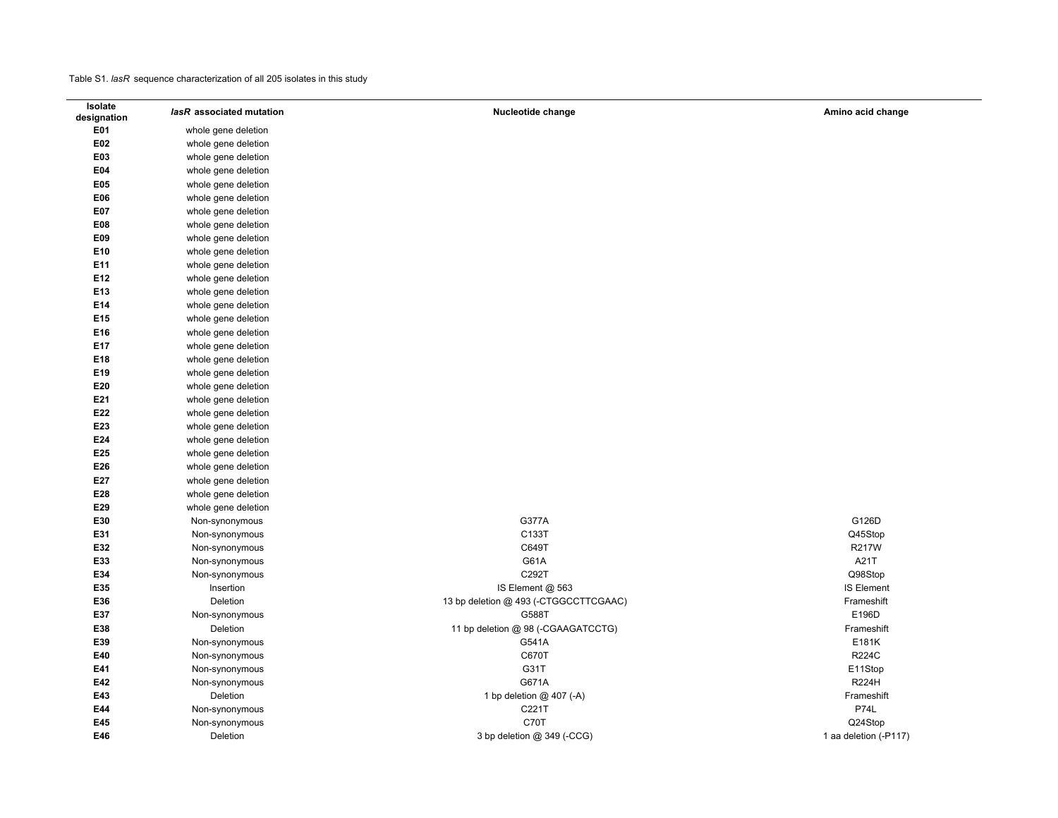Table S1. *lasR* sequence characterization of all 205 isolates in this study

| Isolate designation | *lasR* associated mutation | Nucleotide change | Amino acid change |
|---|---|---|---|
| **E01** | whole gene deletion | | |
| **E02** | whole gene deletion | | |
| **E03** | whole gene deletion | | |
| **E04** | whole gene deletion | | |
| **E05** | whole gene deletion | | |
| **E06** | whole gene deletion | | |
| **E07** | whole gene deletion | | |
| **E08** | whole gene deletion | | |
| **E09** | whole gene deletion | | |
| **E10** | whole gene deletion | | |
| **E11** | whole gene deletion | | |
| **E12** | whole gene deletion | | |
| **E13** | whole gene deletion | | |
| **E14** | whole gene deletion | | |
| **E15** | whole gene deletion | | |
| **E16** | whole gene deletion | | |
| **E17** | whole gene deletion | | |
| **E18** | whole gene deletion | | |
| **E19** | whole gene deletion | | |
| **E20** | whole gene deletion | | |
| **E21** | whole gene deletion | | |
| **E22** | whole gene deletion | | |
| **E23** | whole gene deletion | | |
| **E24** | whole gene deletion | | |
| **E25** | whole gene deletion | | |
| **E26** | whole gene deletion | | |
| **E27** | whole gene deletion | | |
| **E28** | whole gene deletion | | |
| **E29** | whole gene deletion | | |
| **E30** | Non-synonymous | G377A | G126D |
| **E31** | Non-synonymous | C133T | Q45Stop |
| **E32** | Non-synonymous | C649T | R217W |
| **E33** | Non-synonymous | G61A | A21T |
| **E34** | Non-synonymous | C292T | Q98Stop |
| **E35** | Insertion | IS Element @ 563 | IS Element |
| **E36** | Deletion | 13 bp deletion @ 493 (-CTGGCCTTCGAAC) | Frameshift |
| **E37** | Non-synonymous | G588T | E196D |
| **E38** | Deletion | 11 bp deletion @ 98 (-CGAAGATCCTG) | Frameshift |
| **E39** | Non-synonymous | G541A | E181K |
| **E40** | Non-synonymous | C670T | R224C |
| **E41** | Non-synonymous | G31T | E11Stop |
| **E42** | Non-synonymous | G671A | R224H |
| **E43** | Deletion | 1 bp deletion @ 407 (-A) | Frameshift |
| **E44** | Non-synonymous | C221T | P74L |
| **E45** | Non-synonymous | C70T | Q24Stop |
| **E46** | Deletion | 3 bp deletion @ 349 (-CCG) | 1 aa deletion (-P117) |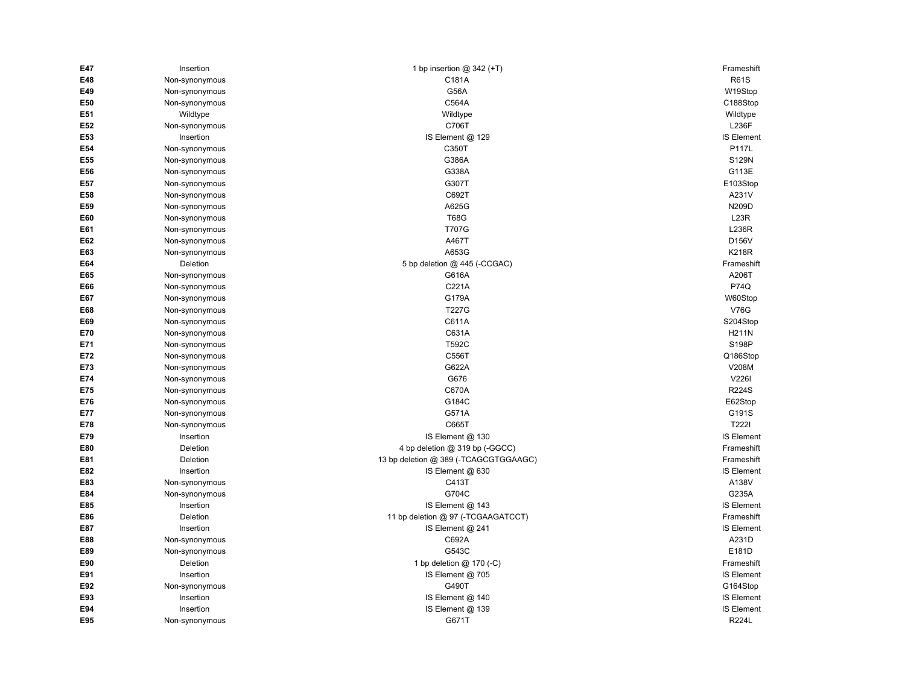| | | | |
|---|---|---|---|
| **E47** | Insertion | 1 bp insertion @ 342 (+T) | Frameshift |
| **E48** | Non-synonymous | C181A | R61S |
| **E49** | Non-synonymous | G56A | W19Stop |
| **E50** | Non-synonymous | C564A | C188Stop |
| **E51** | Wildtype | Wildtype | Wildtype |
| **E52** | Non-synonymous | C706T | L236F |
| **E53** | Insertion | IS Element @ 129 | IS Element |
| **E54** | Non-synonymous | C350T | P117L |
| **E55** | Non-synonymous | G386A | S129N |
| **E56** | Non-synonymous | G338A | G113E |
| **E57** | Non-synonymous | G307T | E103Stop |
| **E58** | Non-synonymous | C692T | A231V |
| **E59** | Non-synonymous | A625G | N209D |
| **E60** | Non-synonymous | T68G | L23R |
| **E61** | Non-synonymous | T707G | L236R |
| **E62** | Non-synonymous | A467T | D156V |
| **E63** | Non-synonymous | A653G | K218R |
| **E64** | Deletion | 5 bp deletion @ 445 (-CCGAC) | Frameshift |
| **E65** | Non-synonymous | G616A | A206T |
| **E66** | Non-synonymous | C221A | P74Q |
| **E67** | Non-synonymous | G179A | W60Stop |
| **E68** | Non-synonymous | T227G | V76G |
| **E69** | Non-synonymous | C611A | S204Stop |
| **E70** | Non-synonymous | C631A | H211N |
| **E71** | Non-synonymous | T592C | S198P |
| **E72** | Non-synonymous | C556T | Q186Stop |
| **E73** | Non-synonymous | G622A | V208M |
| **E74** | Non-synonymous | G676 | V226I |
| **E75** | Non-synonymous | C670A | R224S |
| **E76** | Non-synonymous | G184C | E62Stop |
| **E77** | Non-synonymous | G571A | G191S |
| **E78** | Non-synonymous | C665T | T222I |
| **E79** | Insertion | IS Element @ 130 | IS Element |
| **E80** | Deletion | 4 bp deletion @ 319 bp (-GGCC) | Frameshift |
| **E81** | Deletion | 13 bp deletion @ 389 (-TCAGCGTGGAAGC) | Frameshift |
| **E82** | Insertion | IS Element @ 630 | IS Element |
| **E83** | Non-synonymous | C413T | A138V |
| **E84** | Non-synonymous | G704C | G235A |
| **E85** | Insertion | IS Element @ 143 | IS Element |
| **E86** | Deletion | 11 bp deletion @ 97 (-TCGAAGATCCT) | Frameshift |
| **E87** | Insertion | IS Element @ 241 | IS Element |
| **E88** | Non-synonymous | C692A | A231D |
| **E89** | Non-synonymous | G543C | E181D |
| **E90** | Deletion | 1 bp deletion @ 170 (-C) | Frameshift |
| **E91** | Insertion | IS Element @ 705 | IS Element |
| **E92** | Non-synonymous | G490T | G164Stop |
| **E93** | Insertion | IS Element @ 140 | IS Element |
| **E94** | Insertion | IS Element @ 139 | IS Element |
| **E95** | Non-synonymous | G671T | R224L |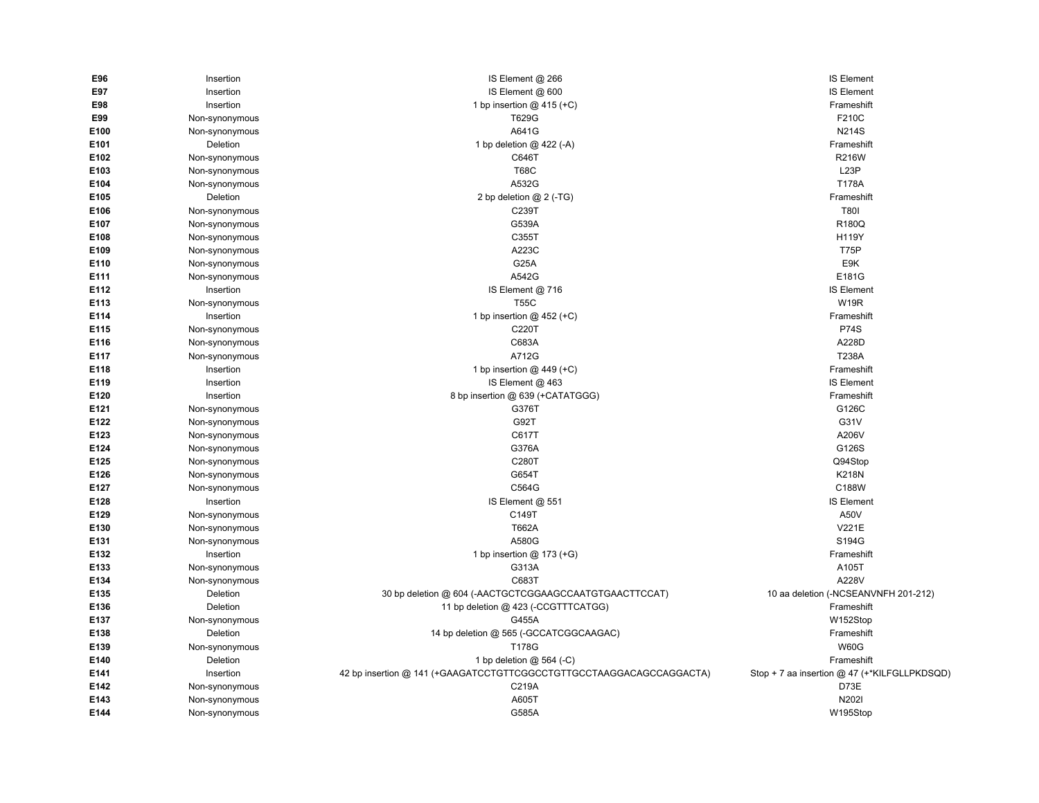| | | | |
|---|---|---|---|
| **E96** | Insertion | IS Element @ 266 | IS Element |
| **E97** | Insertion | IS Element @ 600 | IS Element |
| **E98** | Insertion | 1 bp insertion @ 415 (+C) | Frameshift |
| **E99** | Non-synonymous | T629G | F210C |
| **E100** | Non-synonymous | A641G | N214S |
| **E101** | Deletion | 1 bp deletion @ 422 (-A) | Frameshift |
| **E102** | Non-synonymous | C646T | R216W |
| **E103** | Non-synonymous | T68C | L23P |
| **E104** | Non-synonymous | A532G | T178A |
| **E105** | Deletion | 2 bp deletion @ 2 (-TG) | Frameshift |
| **E106** | Non-synonymous | C239T | T80I |
| **E107** | Non-synonymous | G539A | R180Q |
| **E108** | Non-synonymous | C355T | H119Y |
| **E109** | Non-synonymous | A223C | T75P |
| **E110** | Non-synonymous | G25A | E9K |
| **E111** | Non-synonymous | A542G | E181G |
| **E112** | Insertion | IS Element @ 716 | IS Element |
| **E113** | Non-synonymous | T55C | W19R |
| **E114** | Insertion | 1 bp insertion @ 452 (+C) | Frameshift |
| **E115** | Non-synonymous | C220T | P74S |
| **E116** | Non-synonymous | C683A | A228D |
| **E117** | Non-synonymous | A712G | T238A |
| **E118** | Insertion | 1 bp insertion @ 449 (+C) | Frameshift |
| **E119** | Insertion | IS Element @ 463 | IS Element |
| **E120** | Insertion | 8 bp insertion @ 639 (+CATATGGG) | Frameshift |
| **E121** | Non-synonymous | G376T | G126C |
| **E122** | Non-synonymous | G92T | G31V |
| **E123** | Non-synonymous | C617T | A206V |
| **E124** | Non-synonymous | G376A | G126S |
| **E125** | Non-synonymous | C280T | Q94Stop |
| **E126** | Non-synonymous | G654T | K218N |
| **E127** | Non-synonymous | C564G | C188W |
| **E128** | Insertion | IS Element @ 551 | IS Element |
| **E129** | Non-synonymous | C149T | A50V |
| **E130** | Non-synonymous | T662A | V221E |
| **E131** | Non-synonymous | A580G | S194G |
| **E132** | Insertion | 1 bp insertion @ 173 (+G) | Frameshift |
| **E133** | Non-synonymous | G313A | A105T |
| **E134** | Non-synonymous | C683T | A228V |
| **E135** | Deletion | 30 bp deletion @ 604 (-AACTGCTCGGAAGCCAATGTGAACTTCCAT) | 10 aa deletion (-NCSEANVNFH 201-212) |
| **E136** | Deletion | 11 bp deletion @ 423 (-CCGTTTCATGG) | Frameshift |
| **E137** | Non-synonymous | G455A | W152Stop |
| **E138** | Deletion | 14 bp deletion @ 565 (-GCCATCGGCAAGAC) | Frameshift |
| **E139** | Non-synonymous | T178G | W60G |
| **E140** | Deletion | 1 bp deletion @ 564 (-C) | Frameshift |
| **E141** | Insertion | 42 bp insertion @ 141 (+GAAGATCCTGTTCGGCCTGTTGCCTAAGGACAGCCAGGACTA) | Stop + 7 aa insertion @ 47 (+*KILFGLLPKDSQD) |
| **E142** | Non-synonymous | C219A | D73E |
| **E143** | Non-synonymous | A605T | N202I |
| **E144** | Non-synonymous | G585A | W195Stop |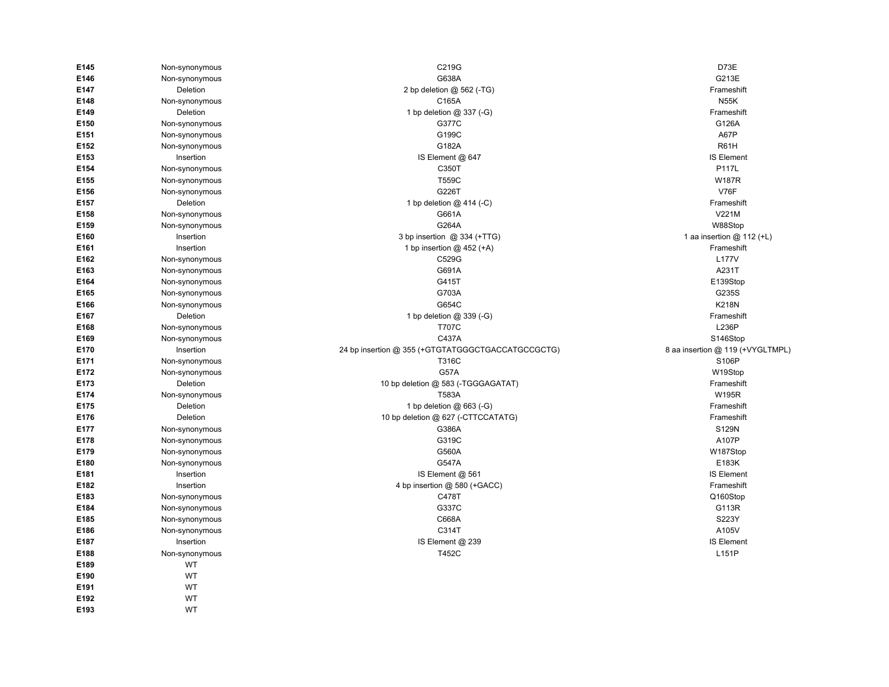| | | | |
|---|---|---|---|
| **E145** | Non-synonymous | C219G | D73E |
| **E146** | Non-synonymous | G638A | G213E |
| **E147** | Deletion | 2 bp deletion @ 562 (-TG) | Frameshift |
| **E148** | Non-synonymous | C165A | N55K |
| **E149** | Deletion | 1 bp deletion @ 337 (-G) | Frameshift |
| **E150** | Non-synonymous | G377C | G126A |
| **E151** | Non-synonymous | G199C | A67P |
| **E152** | Non-synonymous | G182A | R61H |
| **E153** | Insertion | IS Element @ 647 | IS Element |
| **E154** | Non-synonymous | C350T | P117L |
| **E155** | Non-synonymous | T559C | W187R |
| **E156** | Non-synonymous | G226T | V76F |
| **E157** | Deletion | 1 bp deletion @ 414 (-C) | Frameshift |
| **E158** | Non-synonymous | G661A | V221M |
| **E159** | Non-synonymous | G264A | W88Stop |
| **E160** | Insertion | 3 bp insertion @ 334 (+TTG) | 1 aa insertion @ 112 (+L) |
| **E161** | Insertion | 1 bp insertion @ 452 (+A) | Frameshift |
| **E162** | Non-synonymous | C529G | L177V |
| **E163** | Non-synonymous | G691A | A231T |
| **E164** | Non-synonymous | G415T | E139Stop |
| **E165** | Non-synonymous | G703A | G235S |
| **E166** | Non-synonymous | G654C | K218N |
| **E167** | Deletion | 1 bp deletion @ 339 (-G) | Frameshift |
| **E168** | Non-synonymous | T707C | L236P |
| **E169** | Non-synonymous | C437A | S146Stop |
| **E170** | Insertion | 24 bp insertion @ 355 (+GTGTATGGGCTGACCATGCCGCTG) | 8 aa insertion @ 119 (+VYGLTMPL) |
| **E171** | Non-synonymous | T316C | S106P |
| **E172** | Non-synonymous | G57A | W19Stop |
| **E173** | Deletion | 10 bp deletion @ 583 (-TGGGAGATAT) | Frameshift |
| **E174** | Non-synonymous | T583A | W195R |
| **E175** | Deletion | 1 bp deletion @ 663 (-G) | Frameshift |
| **E176** | Deletion | 10 bp deletion @ 627 (-CTTCCATATG) | Frameshift |
| **E177** | Non-synonymous | G386A | S129N |
| **E178** | Non-synonymous | G319C | A107P |
| **E179** | Non-synonymous | G560A | W187Stop |
| **E180** | Non-synonymous | G547A | E183K |
| **E181** | Insertion | IS Element @ 561 | IS Element |
| **E182** | Insertion | 4 bp insertion @ 580 (+GACC) | Frameshift |
| **E183** | Non-synonymous | C478T | Q160Stop |
| **E184** | Non-synonymous | G337C | G113R |
| **E185** | Non-synonymous | C668A | S223Y |
| **E186** | Non-synonymous | C314T | A105V |
| **E187** | Insertion | IS Element @ 239 | IS Element |
| **E188** | Non-synonymous | T452C | L151P |
| **E189** | WT | | |
| **E190** | WT | | |
| **E191** | WT | | |
| **E192** | WT | | |
| **E193** | WT | | |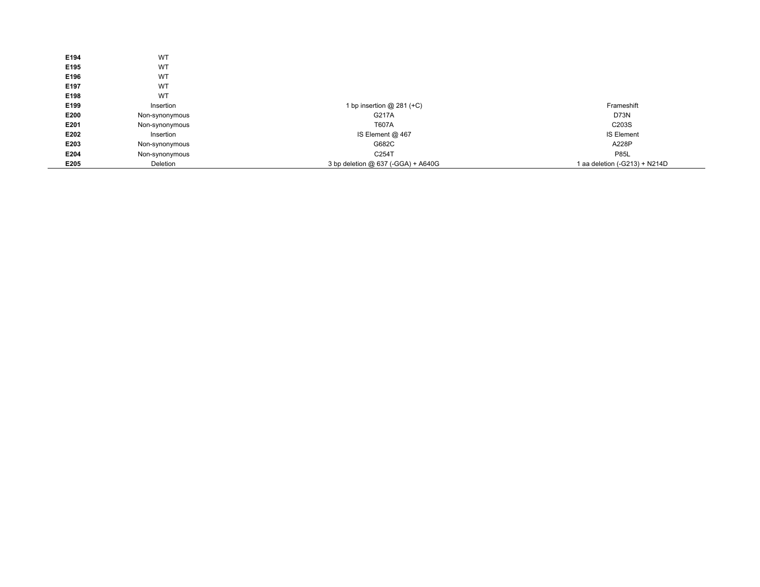| | | | |
|---|---|---|---|
| **E194** | WT | | |
| **E195** | WT | | |
| **E196** | WT | | |
| **E197** | WT | | |
| **E198** | WT | | |
| **E199** | Insertion | 1 bp insertion @ 281 (+C) | Frameshift |
| **E200** | Non-synonymous | G217A | D73N |
| **E201** | Non-synonymous | T607A | C203S |
| **E202** | Insertion | IS Element @ 467 | IS Element |
| **E203** | Non-synonymous | G682C | A228P |
| **E204** | Non-synonymous | C254T | P85L |
| **E205** | Deletion | 3 bp deletion @ 637 (-GGA) + A640G | 1 aa deletion (-G213) + N214D |